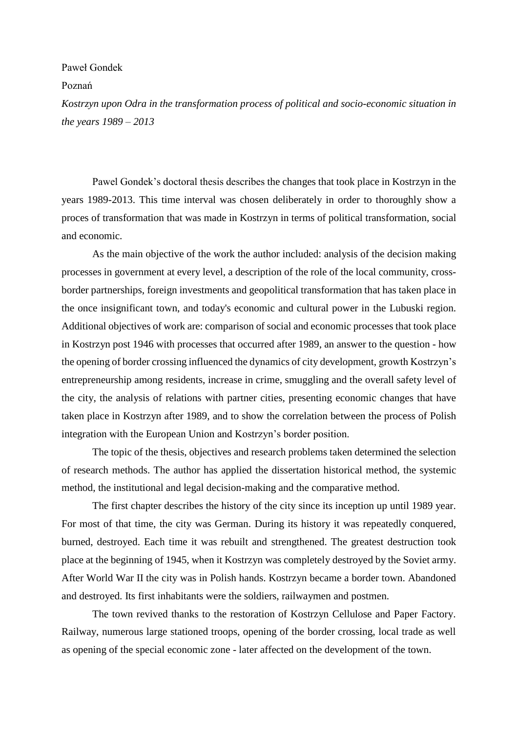Paweł Gondek

Poznań

*Kostrzyn upon Odra in the transformation process of political and socio-economic situation in the years 1989 – 2013*

Pawel Gondek's doctoral thesis describes the changes that took place in Kostrzyn in the years 1989-2013. This time interval was chosen deliberately in order to thoroughly show a proces of transformation that was made in Kostrzyn in terms of political transformation, social and economic.

As the main objective of the work the author included: analysis of the decision making processes in government at every level, a description of the role of the local community, cross-border partnerships, foreign investments and geopolitical transformation that has taken place in the once insignificant town, and today's economic and cultural power in the Lubuski region. Additional objectives of work are: comparison of social and economic processes that took place in Kostrzyn post 1946 with processes that occurred after 1989, an answer to the question - how the opening of border crossing influenced the dynamics of city development, growth Kostrzyn's entrepreneurship among residents, increase in crime, smuggling and the overall safety level of the city, the analysis of relations with partner cities, presenting economic changes that have taken place in Kostrzyn after 1989, and to show the correlation between the process of Polish integration with the European Union and Kostrzyn's border position.

The topic of the thesis, objectives and research problems taken determined the selection of research methods. The author has applied the dissertation historical method, the systemic method, the institutional and legal decision-making and the comparative method.

The first chapter describes the history of the city since its inception up until 1989 year. For most of that time, the city was German. During its history it was repeatedly conquered, burned, destroyed. Each time it was rebuilt and strengthened. The greatest destruction took place at the beginning of 1945, when it Kostrzyn was completely destroyed by the Soviet army. After World War II the city was in Polish hands. Kostrzyn became a border town. Abandoned and destroyed. Its first inhabitants were the soldiers, railwaymen and postmen.

The town revived thanks to the restoration of Kostrzyn Cellulose and Paper Factory. Railway, numerous large stationed troops, opening of the border crossing, local trade as well as opening of the special economic zone - later affected on the development of the town.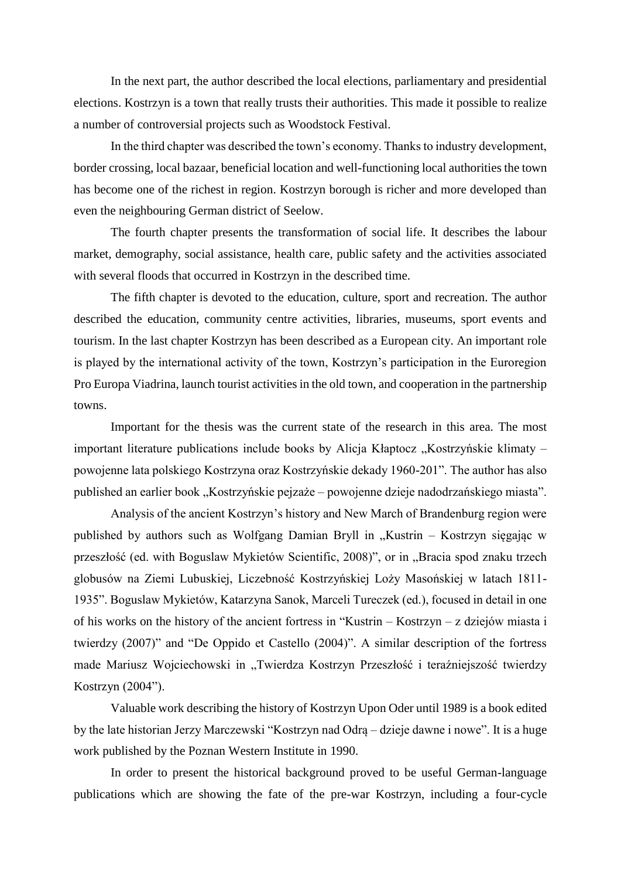In the next part, the author described the local elections, parliamentary and presidential elections. Kostrzyn is a town that really trusts their authorities. This made it possible to realize a number of controversial projects such as Woodstock Festival.

In the third chapter was described the town's economy. Thanks to industry development, border crossing, local bazaar, beneficial location and well-functioning local authorities the town has become one of the richest in region. Kostrzyn borough is richer and more developed than even the neighbouring German district of Seelow.

The fourth chapter presents the transformation of social life. It describes the labour market, demography, social assistance, health care, public safety and the activities associated with several floods that occurred in Kostrzyn in the described time.

The fifth chapter is devoted to the education, culture, sport and recreation. The author described the education, community centre activities, libraries, museums, sport events and tourism. In the last chapter Kostrzyn has been described as a European city. An important role is played by the international activity of the town, Kostrzyn's participation in the Euroregion Pro Europa Viadrina, launch tourist activities in the old town, and cooperation in the partnership towns.

Important for the thesis was the current state of the research in this area. The most important literature publications include books by Alicja Kłaptocz „Kostrzyńskie klimaty – powojenne lata polskiego Kostrzyna oraz Kostrzyńskie dekady 1960-201". The author has also published an earlier book „Kostrzyńskie pejzaże – powojenne dzieje nadodrzańskiego miasta".

Analysis of the ancient Kostrzyn's history and New March of Brandenburg region were published by authors such as Wolfgang Damian Bryll in „Kustrin – Kostrzyn sięgając w przeszłość (ed. with Boguslaw Mykietów Scientific, 2008)", or in „Bracia spod znaku trzech globusów na Ziemi Lubuskiej, Liczebność Kostrzyńskiej Loży Masońskiej w latach 1811-1935". Boguslaw Mykietów, Katarzyna Sanok, Marceli Tureczek (ed.), focused in detail in one of his works on the history of the ancient fortress in "Kustrin – Kostrzyn – z dziejów miasta i twierdzy (2007)" and "De Oppido et Castello (2004)". A similar description of the fortress made Mariusz Wojciechowski in „Twierdza Kostrzyn Przeszłość i teraźniejszość twierdzy Kostrzyn (2004").

Valuable work describing the history of Kostrzyn Upon Oder until 1989 is a book edited by the late historian Jerzy Marczewski "Kostrzyn nad Odrą – dzieje dawne i nowe". It is a huge work published by the Poznan Western Institute in 1990.

In order to present the historical background proved to be useful German-language publications which are showing the fate of the pre-war Kostrzyn, including a four-cycle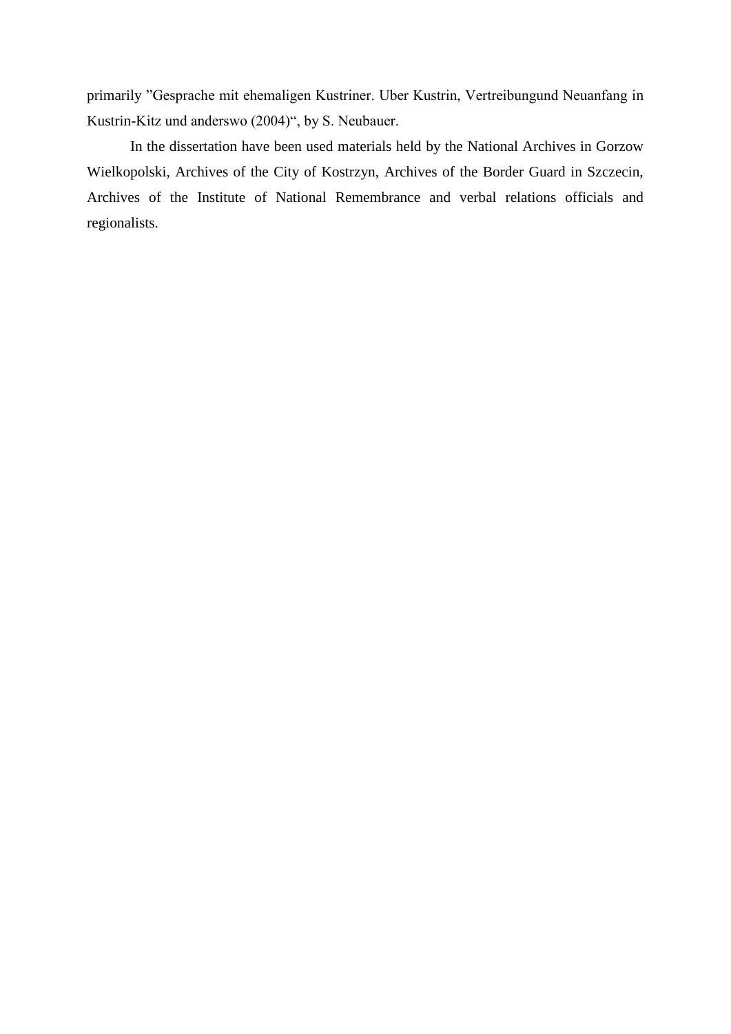primarily ”Gesprache mit ehemaligen Kustriner. Uber Kustrin, Vertreibungund Neuanfang in Kustrin-Kitz und anderswo (2004)“, by S. Neubauer.

In the dissertation have been used materials held by the National Archives in Gorzow Wielkopolski, Archives of the City of Kostrzyn, Archives of the Border Guard in Szczecin, Archives of the Institute of National Remembrance and verbal relations officials and regionalists.